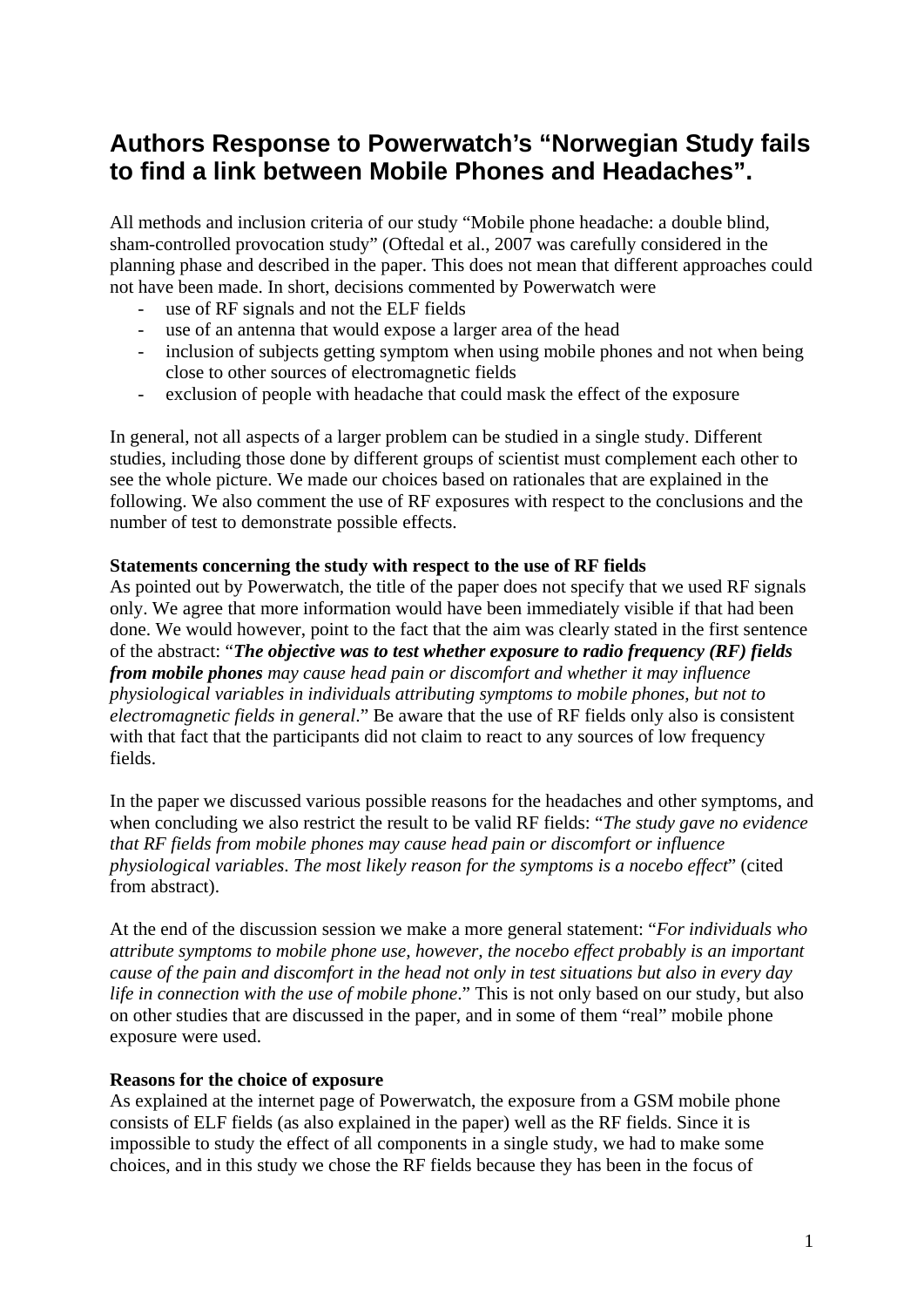# Authors Response to Powerwatch's "Norwegian Study fails to find a link between Mobile Phones and Headaches".

All methods and inclusion criteria of our study "Mobile phone headache: a double blind, sham-controlled provocation study" (Oftedal et al., 2007 was carefully considered in the planning phase and described in the paper. This does not mean that different approaches could not have been made. In short, decisions commented by Powerwatch were

- use of RF signals and not the ELF fields
- use of an antenna that would expose a larger area of the head
- inclusion of subjects getting symptom when using mobile phones and not when being close to other sources of electromagnetic fields
- exclusion of people with headache that could mask the effect of the exposure

In general, not all aspects of a larger problem can be studied in a single study. Different studies, including those done by different groups of scientist must complement each other to see the whole picture. We made our choices based on rationales that are explained in the following. We also comment the use of RF exposures with respect to the conclusions and the number of test to demonstrate possible effects.

**Statements concerning the study with respect to the use of RF fields**

As pointed out by Powerwatch, the title of the paper does not specify that we used RF signals only. We agree that more information would have been immediately visible if that had been done. We would however, point to the fact that the aim was clearly stated in the first sentence of the abstract: "***The objective was to test whether exposure to radio frequency (RF) fields from mobile phones*** *may cause head pain or discomfort and whether it may influence physiological variables in individuals attributing symptoms to mobile phones, but not to electromagnetic fields in general*." Be aware that the use of RF fields only also is consistent with that fact that the participants did not claim to react to any sources of low frequency fields.

In the paper we discussed various possible reasons for the headaches and other symptoms, and when concluding we also restrict the result to be valid RF fields: "*The study gave no evidence that RF fields from mobile phones may cause head pain or discomfort or influence physiological variables. The most likely reason for the symptoms is a nocebo effect*" (cited from abstract).

At the end of the discussion session we make a more general statement: "*For individuals who attribute symptoms to mobile phone use, however, the nocebo effect probably is an important cause of the pain and discomfort in the head not only in test situations but also in every day life in connection with the use of mobile phone*." This is not only based on our study, but also on other studies that are discussed in the paper, and in some of them "real" mobile phone exposure were used.

**Reasons for the choice of exposure**

As explained at the internet page of Powerwatch, the exposure from a GSM mobile phone consists of ELF fields (as also explained in the paper) well as the RF fields. Since it is impossible to study the effect of all components in a single study, we had to make some choices, and in this study we chose the RF fields because they has been in the focus of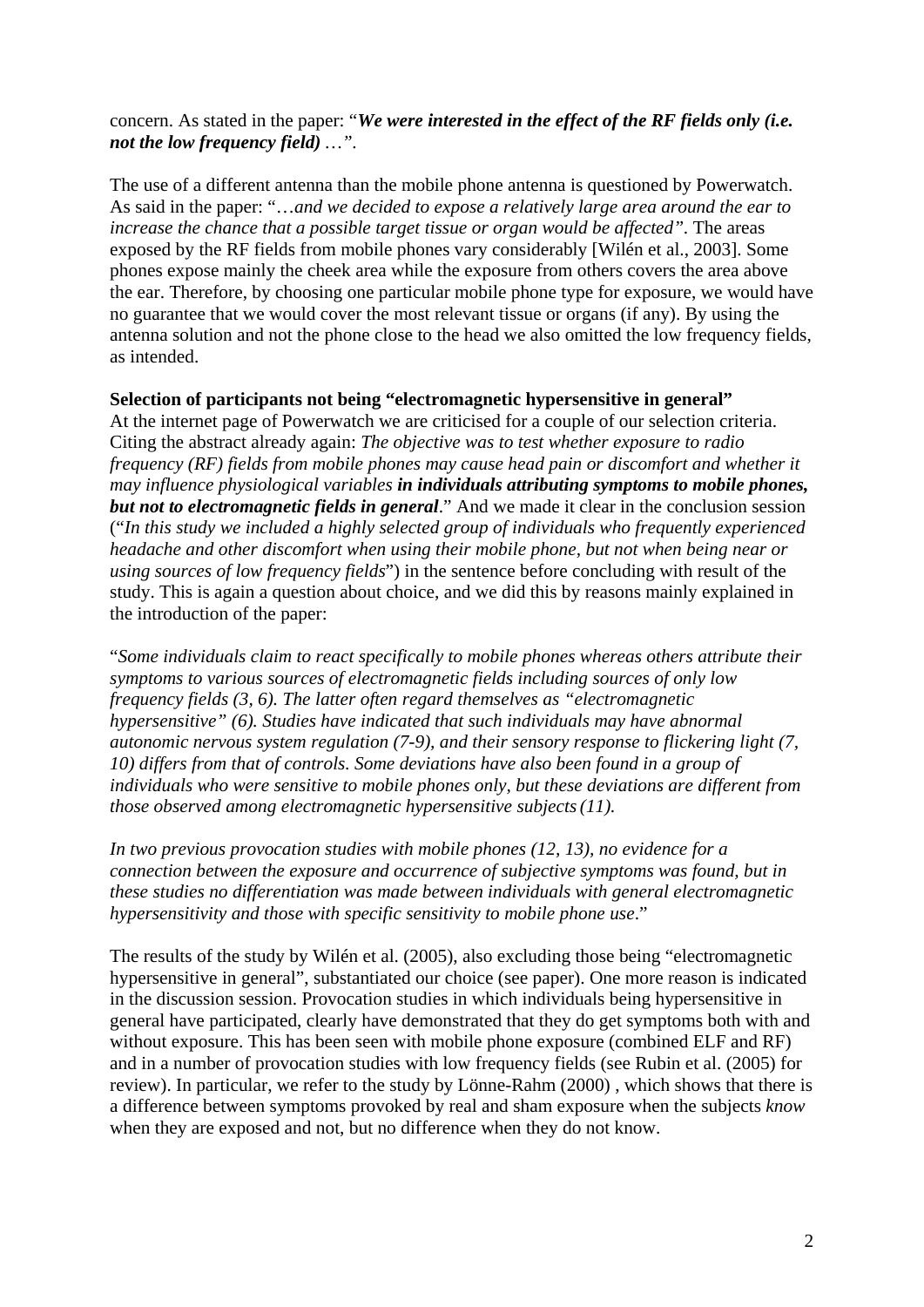concern. As stated in the paper: "***We were interested in the effect of the RF fields only (i.e. not the low frequency field)*** *…"*.

The use of a different antenna than the mobile phone antenna is questioned by Powerwatch. As said in the paper: "*…and we decided to expose a relatively large area around the ear to increase the chance that a possible target tissue or organ would be affected"*. The areas exposed by the RF fields from mobile phones vary considerably [Wilén et al., 2003]. Some phones expose mainly the cheek area while the exposure from others covers the area above the ear. Therefore, by choosing one particular mobile phone type for exposure, we would have no guarantee that we would cover the most relevant tissue or organs (if any). By using the antenna solution and not the phone close to the head we also omitted the low frequency fields, as intended.

**Selection of participants not being "electromagnetic hypersensitive in general"**

At the internet page of Powerwatch we are criticised for a couple of our selection criteria. Citing the abstract already again: *The objective was to test whether exposure to radio frequency (RF) fields from mobile phones may cause head pain or discomfort and whether it may influence physiological variables* ***in individuals attributing symptoms to mobile phones, but not to electromagnetic fields in general***." And we made it clear in the conclusion session ("*In this study we included a highly selected group of individuals who frequently experienced headache and other discomfort when using their mobile phone, but not when being near or using sources of low frequency fields*") in the sentence before concluding with result of the study. This is again a question about choice, and we did this by reasons mainly explained in the introduction of the paper:

"*Some individuals claim to react specifically to mobile phones whereas others attribute their symptoms to various sources of electromagnetic fields including sources of only low frequency fields (3, 6). The latter often regard themselves as "electromagnetic hypersensitive" (6). Studies have indicated that such individuals may have abnormal autonomic nervous system regulation (7-9), and their sensory response to flickering light (7, 10) differs from that of controls. Some deviations have also been found in a group of individuals who were sensitive to mobile phones only, but these deviations are different from those observed among electromagnetic hypersensitive subjects (11).*

*In two previous provocation studies with mobile phones (12, 13), no evidence for a connection between the exposure and occurrence of subjective symptoms was found, but in these studies no differentiation was made between individuals with general electromagnetic hypersensitivity and those with specific sensitivity to mobile phone use*."

The results of the study by Wilén et al. (2005), also excluding those being "electromagnetic hypersensitive in general", substantiated our choice (see paper). One more reason is indicated in the discussion session. Provocation studies in which individuals being hypersensitive in general have participated, clearly have demonstrated that they do get symptoms both with and without exposure. This has been seen with mobile phone exposure (combined ELF and RF) and in a number of provocation studies with low frequency fields (see Rubin et al. (2005) for review). In particular, we refer to the study by Lönne-Rahm (2000) , which shows that there is a difference between symptoms provoked by real and sham exposure when the subjects *know* when they are exposed and not, but no difference when they do not know.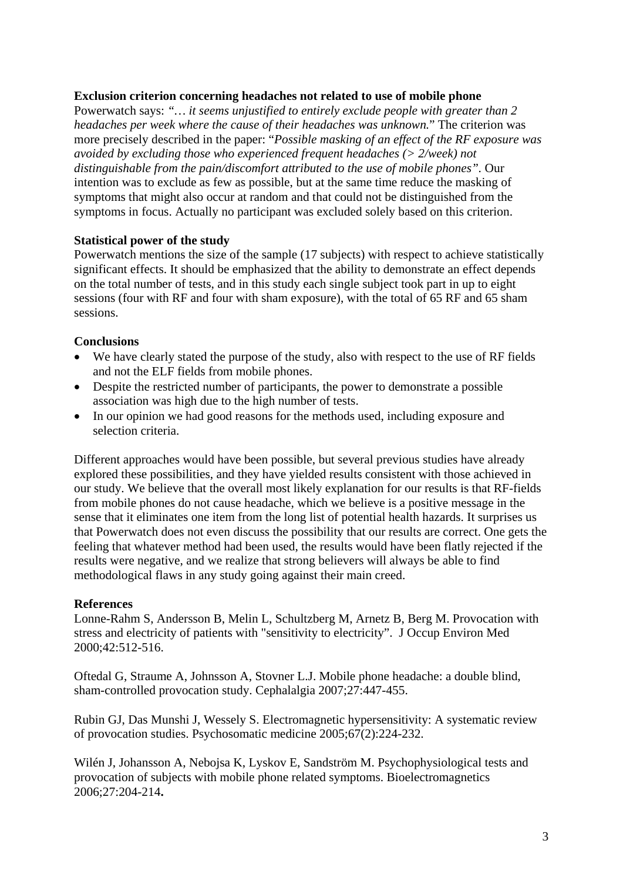**Exclusion criterion concerning headaches not related to use of mobile phone**

Powerwatch says: *"… it seems unjustified to entirely exclude people with greater than 2 headaches per week where the cause of their headaches was unknown.*" The criterion was more precisely described in the paper: "*Possible masking of an effect of the RF exposure was avoided by excluding those who experienced frequent headaches (> 2/week) not distinguishable from the pain/discomfort attributed to the use of mobile phones".* Our intention was to exclude as few as possible, but at the same time reduce the masking of symptoms that might also occur at random and that could not be distinguished from the symptoms in focus. Actually no participant was excluded solely based on this criterion.

**Statistical power of the study**

Powerwatch mentions the size of the sample (17 subjects) with respect to achieve statistically significant effects. It should be emphasized that the ability to demonstrate an effect depends on the total number of tests, and in this study each single subject took part in up to eight sessions (four with RF and four with sham exposure), with the total of 65 RF and 65 sham sessions.

**Conclusions**

- We have clearly stated the purpose of the study, also with respect to the use of RF fields and not the ELF fields from mobile phones.
- Despite the restricted number of participants, the power to demonstrate a possible association was high due to the high number of tests.
- In our opinion we had good reasons for the methods used, including exposure and selection criteria.

Different approaches would have been possible, but several previous studies have already explored these possibilities, and they have yielded results consistent with those achieved in our study. We believe that the overall most likely explanation for our results is that RF-fields from mobile phones do not cause headache, which we believe is a positive message in the sense that it eliminates one item from the long list of potential health hazards. It surprises us that Powerwatch does not even discuss the possibility that our results are correct. One gets the feeling that whatever method had been used, the results would have been flatly rejected if the results were negative, and we realize that strong believers will always be able to find methodological flaws in any study going against their main creed.

**References**

Lonne-Rahm S, Andersson B, Melin L, Schultzberg M, Arnetz B, Berg M. Provocation with stress and electricity of patients with "sensitivity to electricity". J Occup Environ Med 2000;42:512-516.

Oftedal G, Straume A, Johnsson A, Stovner L.J. Mobile phone headache: a double blind, sham-controlled provocation study. Cephalalgia 2007;27:447-455.

Rubin GJ, Das Munshi J, Wessely S. Electromagnetic hypersensitivity: A systematic review of provocation studies. Psychosomatic medicine 2005;67(2):224-232.

Wilén J, Johansson A, Nebojsa K, Lyskov E, Sandström M. Psychophysiological tests and provocation of subjects with mobile phone related symptoms. Bioelectromagnetics 2006;27:204-214**.**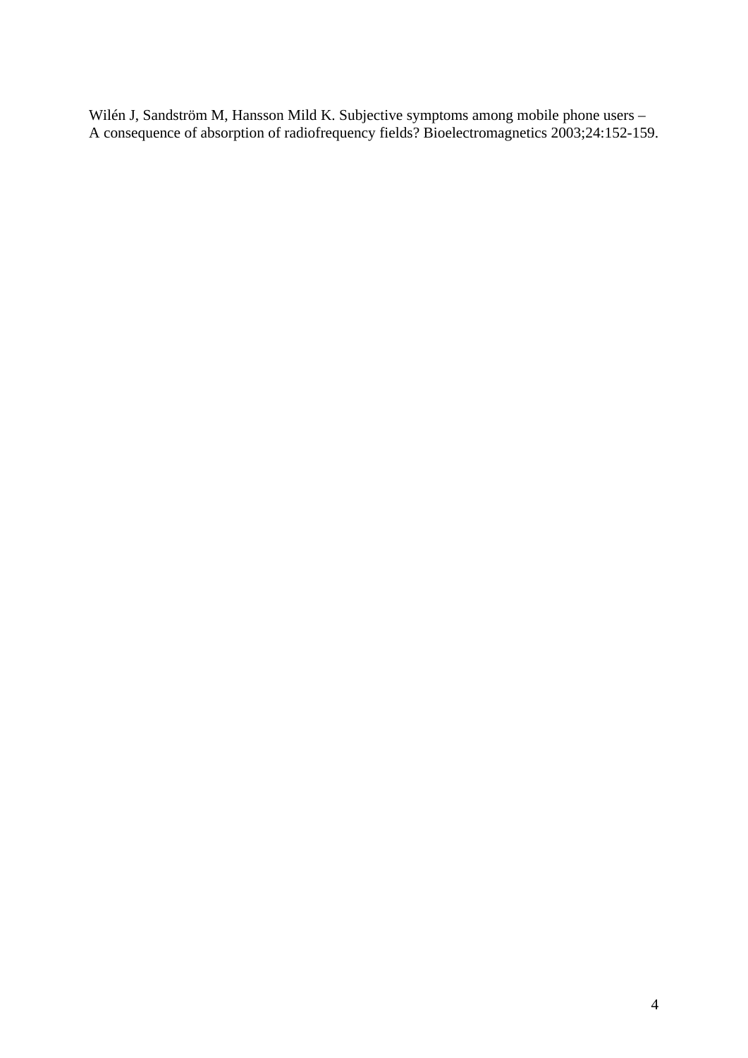Wilén J, Sandström M, Hansson Mild K. Subjective symptoms among mobile phone users – A consequence of absorption of radiofrequency fields? Bioelectromagnetics 2003;24:152-159.